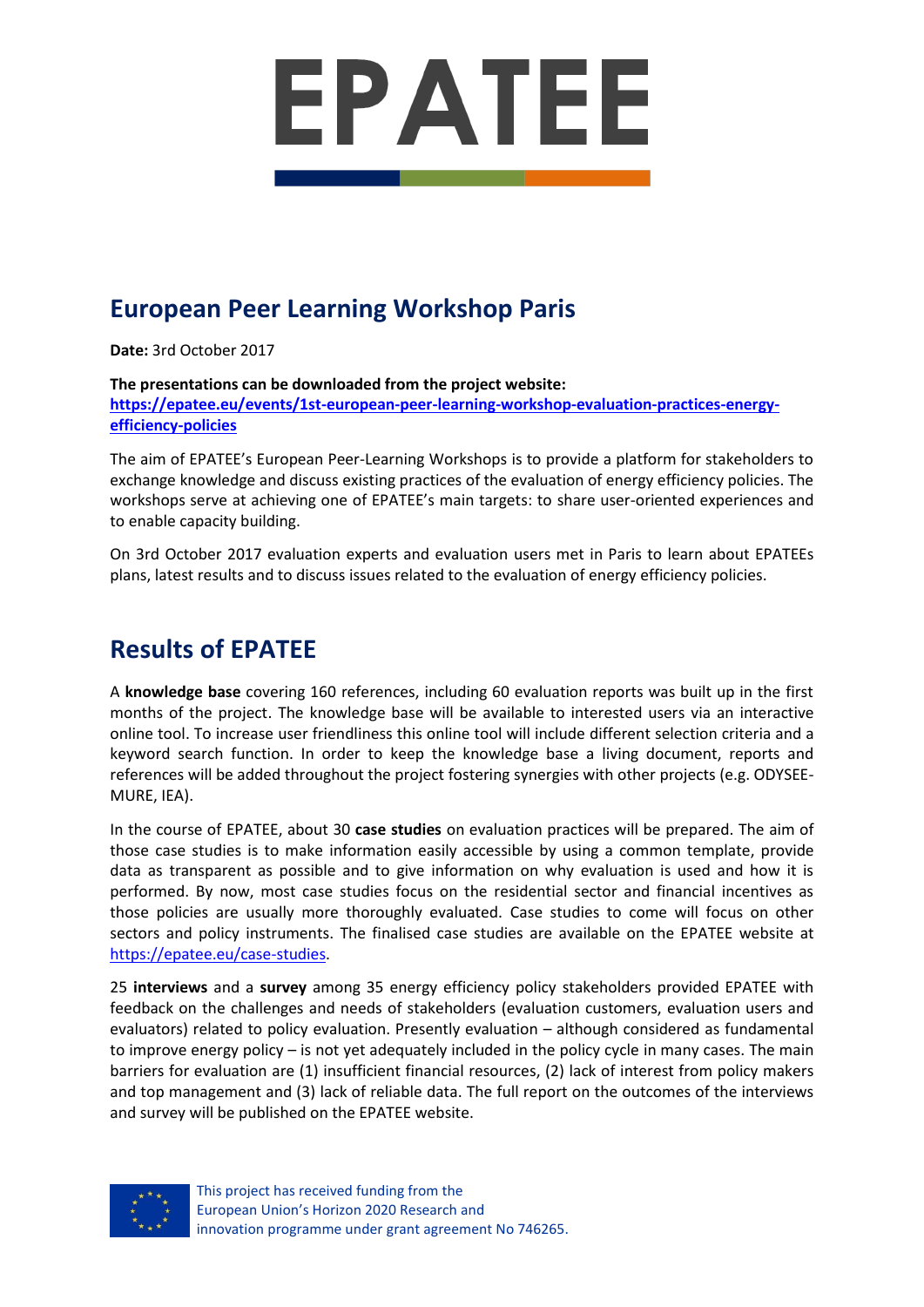# EPATEE

## European Peer Learning Workshop Paris

**Date:** 3rd October 2017

**The presentations can be downloaded from the project website:**
**https://epatee.eu/events/1st-european-peer-learning-workshop-evaluation-practices-energy-efficiency-policies**

The aim of EPATEE's European Peer-Learning Workshops is to provide a platform for stakeholders to exchange knowledge and discuss existing practices of the evaluation of energy efficiency policies. The workshops serve at achieving one of EPATEE's main targets: to share user-oriented experiences and to enable capacity building.

On 3rd October 2017 evaluation experts and evaluation users met in Paris to learn about EPATEEs plans, latest results and to discuss issues related to the evaluation of energy efficiency policies.

## Results of EPATEE

A **knowledge base** covering 160 references, including 60 evaluation reports was built up in the first months of the project. The knowledge base will be available to interested users via an interactive online tool. To increase user friendliness this online tool will include different selection criteria and a keyword search function. In order to keep the knowledge base a living document, reports and references will be added throughout the project fostering synergies with other projects (e.g. ODYSEE-MURE, IEA).

In the course of EPATEE, about 30 **case studies** on evaluation practices will be prepared. The aim of those case studies is to make information easily accessible by using a common template, provide data as transparent as possible and to give information on why evaluation is used and how it is performed. By now, most case studies focus on the residential sector and financial incentives as those policies are usually more thoroughly evaluated. Case studies to come will focus on other sectors and policy instruments. The finalised case studies are available on the EPATEE website at https://epatee.eu/case-studies.

25 **interviews** and a **survey** among 35 energy efficiency policy stakeholders provided EPATEE with feedback on the challenges and needs of stakeholders (evaluation customers, evaluation users and evaluators) related to policy evaluation. Presently evaluation – although considered as fundamental to improve energy policy – is not yet adequately included in the policy cycle in many cases. The main barriers for evaluation are (1) insufficient financial resources, (2) lack of interest from policy makers and top management and (3) lack of reliable data. The full report on the outcomes of the interviews and survey will be published on the EPATEE website.

This project has received funding from the European Union's Horizon 2020 Research and innovation programme under grant agreement No 746265.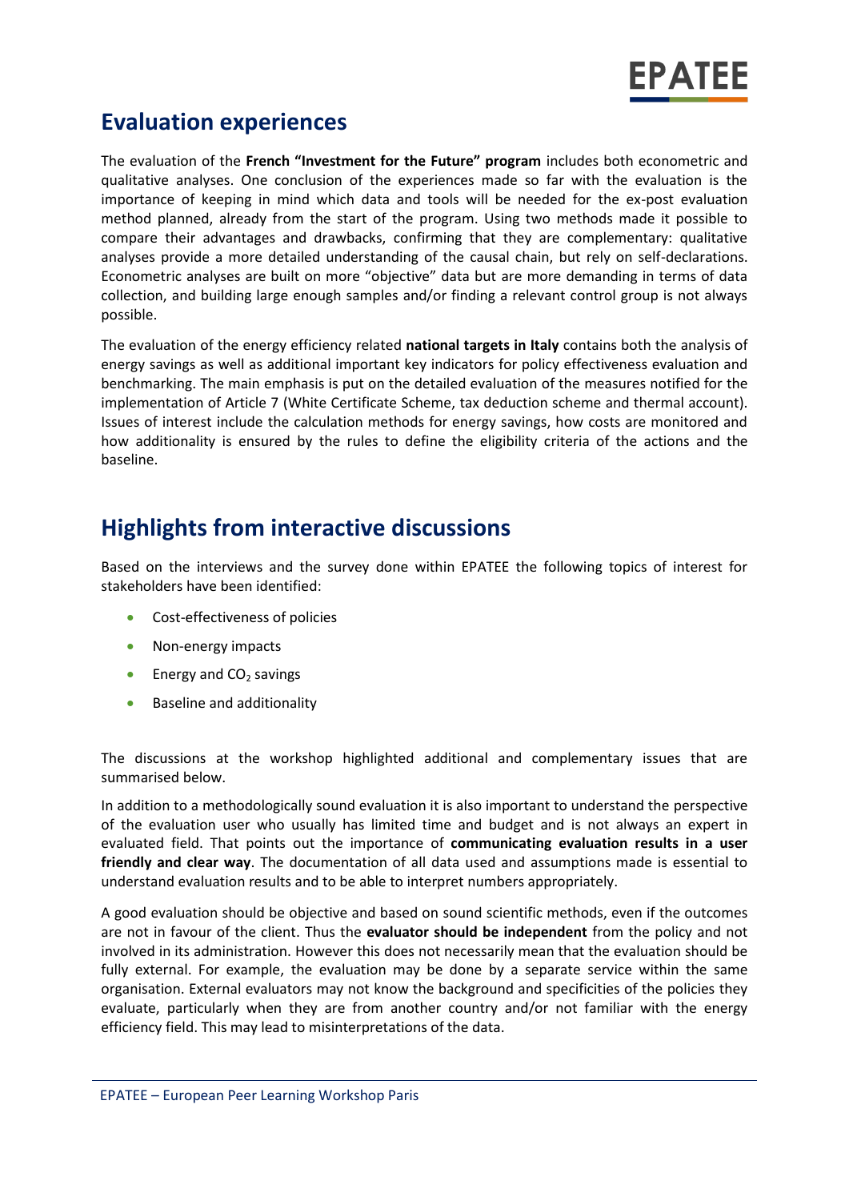## Evaluation experiences

The evaluation of the **French "Investment for the Future" program** includes both econometric and qualitative analyses. One conclusion of the experiences made so far with the evaluation is the importance of keeping in mind which data and tools will be needed for the ex-post evaluation method planned, already from the start of the program. Using two methods made it possible to compare their advantages and drawbacks, confirming that they are complementary: qualitative analyses provide a more detailed understanding of the causal chain, but rely on self-declarations. Econometric analyses are built on more "objective" data but are more demanding in terms of data collection, and building large enough samples and/or finding a relevant control group is not always possible.

The evaluation of the energy efficiency related **national targets in Italy** contains both the analysis of energy savings as well as additional important key indicators for policy effectiveness evaluation and benchmarking. The main emphasis is put on the detailed evaluation of the measures notified for the implementation of Article 7 (White Certificate Scheme, tax deduction scheme and thermal account). Issues of interest include the calculation methods for energy savings, how costs are monitored and how additionality is ensured by the rules to define the eligibility criteria of the actions and the baseline.

## Highlights from interactive discussions

Based on the interviews and the survey done within EPATEE the following topics of interest for stakeholders have been identified:

- Cost-effectiveness of policies
- Non-energy impacts
- Energy and $CO_2$ savings
- Baseline and additionality

The discussions at the workshop highlighted additional and complementary issues that are summarised below.

In addition to a methodologically sound evaluation it is also important to understand the perspective of the evaluation user who usually has limited time and budget and is not always an expert in evaluated field. That points out the importance of **communicating evaluation results in a user friendly and clear way**. The documentation of all data used and assumptions made is essential to understand evaluation results and to be able to interpret numbers appropriately.

A good evaluation should be objective and based on sound scientific methods, even if the outcomes are not in favour of the client. Thus the **evaluator should be independent** from the policy and not involved in its administration. However this does not necessarily mean that the evaluation should be fully external. For example, the evaluation may be done by a separate service within the same organisation. External evaluators may not know the background and specificities of the policies they evaluate, particularly when they are from another country and/or not familiar with the energy efficiency field. This may lead to misinterpretations of the data.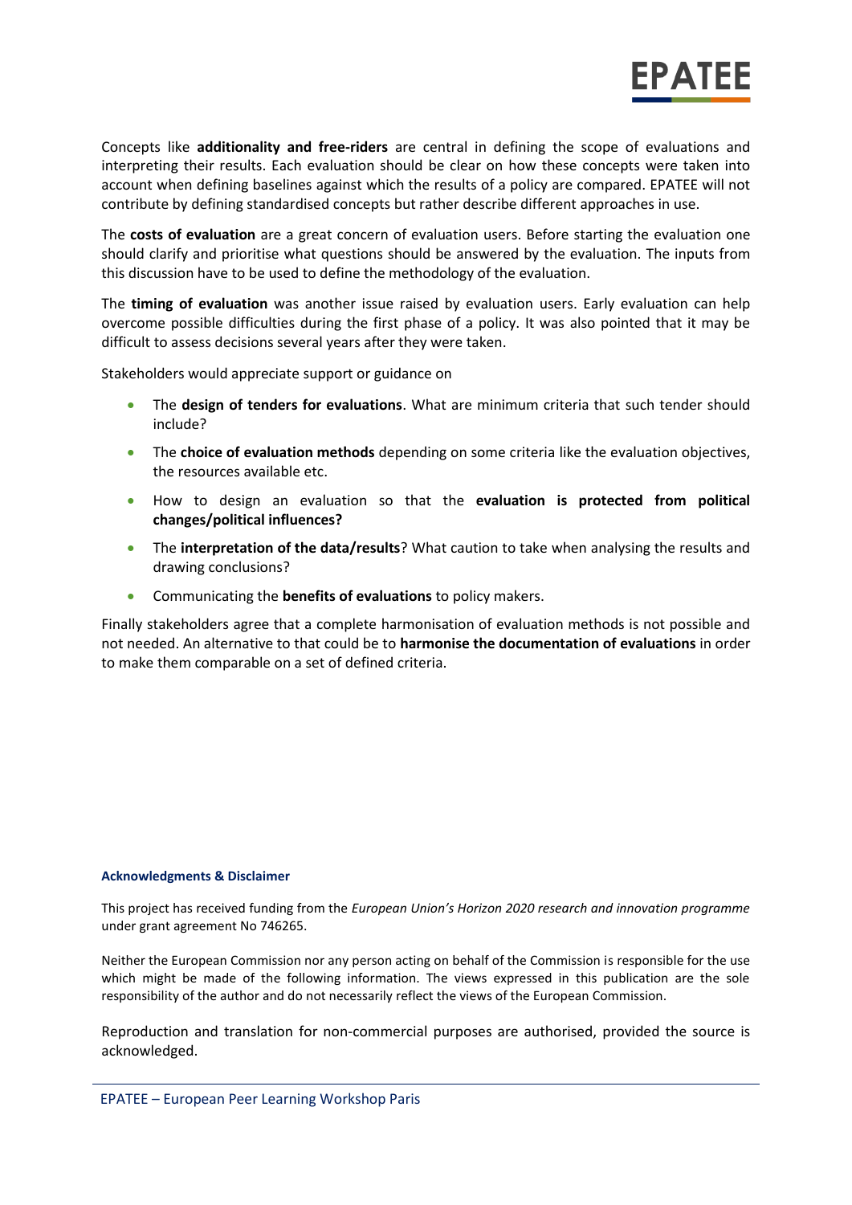Concepts like **additionality and free-riders** are central in defining the scope of evaluations and interpreting their results. Each evaluation should be clear on how these concepts were taken into account when defining baselines against which the results of a policy are compared. EPATEE will not contribute by defining standardised concepts but rather describe different approaches in use.

The **costs of evaluation** are a great concern of evaluation users. Before starting the evaluation one should clarify and prioritise what questions should be answered by the evaluation. The inputs from this discussion have to be used to define the methodology of the evaluation.

The **timing of evaluation** was another issue raised by evaluation users. Early evaluation can help overcome possible difficulties during the first phase of a policy. It was also pointed that it may be difficult to assess decisions several years after they were taken.

Stakeholders would appreciate support or guidance on

- The **design of tenders for evaluations**. What are minimum criteria that such tender should include?
- The **choice of evaluation methods** depending on some criteria like the evaluation objectives, the resources available etc.
- How to design an evaluation so that the **evaluation is protected from political changes/political influences?**
- The **interpretation of the data/results**? What caution to take when analysing the results and drawing conclusions?
- Communicating the **benefits of evaluations** to policy makers.

Finally stakeholders agree that a complete harmonisation of evaluation methods is not possible and not needed. An alternative to that could be to **harmonise the documentation of evaluations** in order to make them comparable on a set of defined criteria.

#### Acknowledgments & Disclaimer

This project has received funding from the *European Union's Horizon 2020 research and innovation programme* under grant agreement No 746265.

Neither the European Commission nor any person acting on behalf of the Commission is responsible for the use which might be made of the following information. The views expressed in this publication are the sole responsibility of the author and do not necessarily reflect the views of the European Commission.

Reproduction and translation for non-commercial purposes are authorised, provided the source is acknowledged.